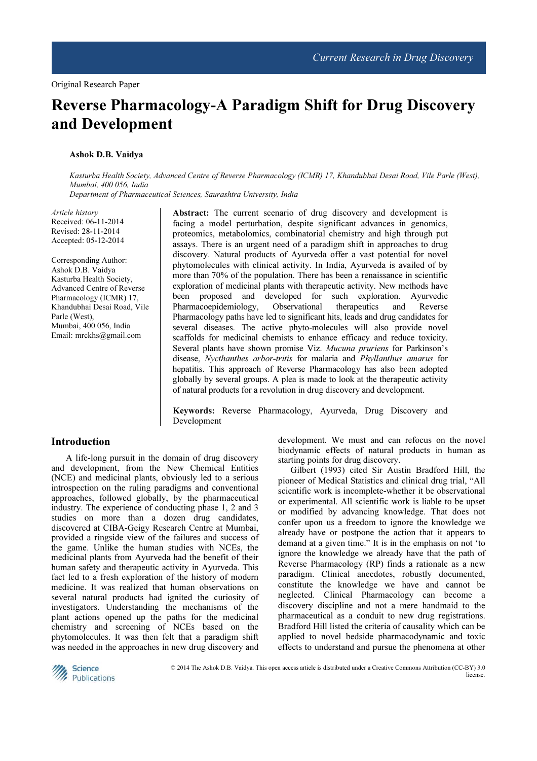Original Research Paper

# Reverse Pharmacology-A Paradigm Shift for Drug Discovery and Development

**Ashok D.B. Vaidya**

*Kasturba Health Society, Advanced Centre of Reverse Pharmacology (ICMR) 17, Khandubhai Desai Road, Vile Parle (West), Mumbai, 400 056, India*
*Department of Pharmaceutical Sciences, Saurashtra University, India*

*Article history*
Received: 06-11-2014
Revised: 28-11-2014
Accepted: 05-12-2014

Corresponding Author:
Ashok D.B. Vaidya
Kasturba Health Society, Advanced Centre of Reverse Pharmacology (ICMR) 17, Khandubhai Desai Road, Vile Parle (West),
Mumbai, 400 056, India
Email: mrckhs@gmail.com

**Abstract:** The current scenario of drug discovery and development is facing a model perturbation, despite significant advances in genomics, proteomics, metabolomics, combinatorial chemistry and high through put assays. There is an urgent need of a paradigm shift in approaches to drug discovery. Natural products of Ayurveda offer a vast potential for novel phytomolecules with clinical activity. In India, Ayurveda is availed of by more than 70% of the population. There has been a renaissance in scientific exploration of medicinal plants with therapeutic activity. New methods have been proposed and developed for such exploration. Ayurvedic Pharmacoepidemiology, Observational therapeutics and Reverse Pharmacology paths have led to significant hits, leads and drug candidates for several diseases. The active phyto-molecules will also provide novel scaffolds for medicinal chemists to enhance efficacy and reduce toxicity. Several plants have shown promise Viz. *Mucuna pruriens* for Parkinson's disease, *Nycthanthes arbor-tritis* for malaria and *Phyllanthus amarus* for hepatitis. This approach of Reverse Pharmacology has also been adopted globally by several groups. A plea is made to look at the therapeutic activity of natural products for a revolution in drug discovery and development.

**Keywords:** Reverse Pharmacology, Ayurveda, Drug Discovery and Development

## Introduction

A life-long pursuit in the domain of drug discovery and development, from the New Chemical Entities (NCE) and medicinal plants, obviously led to a serious introspection on the ruling paradigms and conventional approaches, followed globally, by the pharmaceutical industry. The experience of conducting phase 1, 2 and 3 studies on more than a dozen drug candidates, discovered at CIBA-Geigy Research Centre at Mumbai, provided a ringside view of the failures and success of the game. Unlike the human studies with NCEs, the medicinal plants from Ayurveda had the benefit of their human safety and therapeutic activity in Ayurveda. This fact led to a fresh exploration of the history of modern medicine. It was realized that human observations on several natural products had ignited the curiosity of investigators. Understanding the mechanisms of the plant actions opened up the paths for the medicinal chemistry and screening of NCEs based on the phytomolecules. It was then felt that a paradigm shift was needed in the approaches in new drug discovery and development. We must and can refocus on the novel biodynamic effects of natural products in human as starting points for drug discovery.

Gilbert (1993) cited Sir Austin Bradford Hill, the pioneer of Medical Statistics and clinical drug trial, "All scientific work is incomplete-whether it be observational or experimental. All scientific work is liable to be upset or modified by advancing knowledge. That does not confer upon us a freedom to ignore the knowledge we already have or postpone the action that it appears to demand at a given time." It is in the emphasis on not 'to ignore the knowledge we already have that the path of Reverse Pharmacology (RP) finds a rationale as a new paradigm. Clinical anecdotes, robustly documented, constitute the knowledge we have and cannot be neglected. Clinical Pharmacology can become a discovery discipline and not a mere handmaid to the pharmaceutical as a conduit to new drug registrations. Bradford Hill listed the criteria of causality which can be applied to novel bedside pharmacodynamic and toxic effects to understand and pursue the phenomena at other

© 2014 The Ashok D.B. Vaidya. This open access article is distributed under a Creative Commons Attribution (CC-BY) 3.0 license.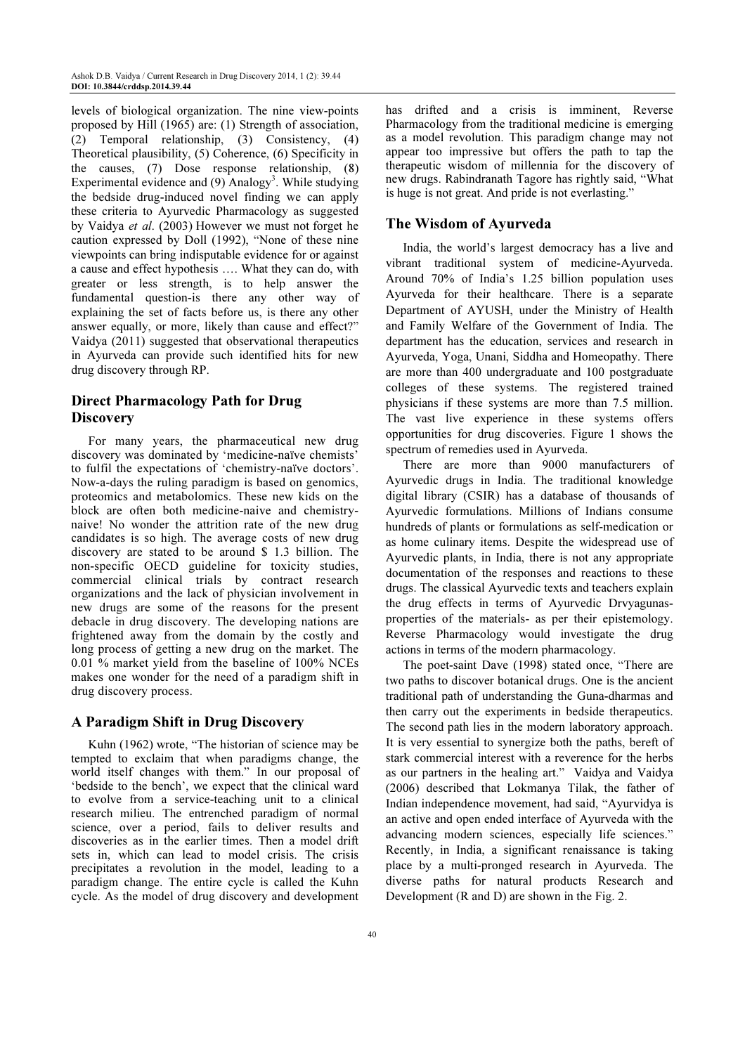levels of biological organization. The nine view-points proposed by Hill (1965) are: (1) Strength of association, (2) Temporal relationship, (3) Consistency, (4) Theoretical plausibility, (5) Coherence, (6) Specificity in the causes, (7) Dose response relationship, (8) Experimental evidence and (9) Analogy[3]. While studying the bedside drug-induced novel finding we can apply these criteria to Ayurvedic Pharmacology as suggested by Vaidya *et al*. (2003) However we must not forget he caution expressed by Doll (1992), "None of these nine viewpoints can bring indisputable evidence for or against a cause and effect hypothesis …. What they can do, with greater or less strength, is to help answer the fundamental question-is there any other way of explaining the set of facts before us, is there any other answer equally, or more, likely than cause and effect?" Vaidya (2011) suggested that observational therapeutics in Ayurveda can provide such identified hits for new drug discovery through RP.

## Direct Pharmacology Path for Drug Discovery

For many years, the pharmaceutical new drug discovery was dominated by 'medicine-naïve chemists' to fulfil the expectations of 'chemistry-naïve doctors'. Now-a-days the ruling paradigm is based on genomics, proteomics and metabolomics. These new kids on the block are often both medicine-naive and chemistry-naive! No wonder the attrition rate of the new drug candidates is so high. The average costs of new drug discovery are stated to be around $ 1.3 billion. The non-specific OECD guideline for toxicity studies, commercial clinical trials by contract research organizations and the lack of physician involvement in new drugs are some of the reasons for the present debacle in drug discovery. The developing nations are frightened away from the domain by the costly and long process of getting a new drug on the market. The 0.01 % market yield from the baseline of 100% NCEs makes one wonder for the need of a paradigm shift in drug discovery process.

## A Paradigm Shift in Drug Discovery

Kuhn (1962) wrote, "The historian of science may be tempted to exclaim that when paradigms change, the world itself changes with them." In our proposal of 'bedside to the bench', we expect that the clinical ward to evolve from a service-teaching unit to a clinical research milieu. The entrenched paradigm of normal science, over a period, fails to deliver results and discoveries as in the earlier times. Then a model drift sets in, which can lead to model crisis. The crisis precipitates a revolution in the model, leading to a paradigm change. The entire cycle is called the Kuhn cycle. As the model of drug discovery and development has drifted and a crisis is imminent, Reverse Pharmacology from the traditional medicine is emerging as a model revolution. This paradigm change may not appear too impressive but offers the path to tap the therapeutic wisdom of millennia for the discovery of new drugs. Rabindranath Tagore has rightly said, "What is huge is not great. And pride is not everlasting."

## The Wisdom of Ayurveda

India, the world's largest democracy has a live and vibrant traditional system of medicine-Ayurveda. Around 70% of India's 1.25 billion population uses Ayurveda for their healthcare. There is a separate Department of AYUSH, under the Ministry of Health and Family Welfare of the Government of India. The department has the education, services and research in Ayurveda, Yoga, Unani, Siddha and Homeopathy. There are more than 400 undergraduate and 100 postgraduate colleges of these systems. The registered trained physicians if these systems are more than 7.5 million. The vast live experience in these systems offers opportunities for drug discoveries. Figure 1 shows the spectrum of remedies used in Ayurveda.

There are more than 9000 manufacturers of Ayurvedic drugs in India. The traditional knowledge digital library (CSIR) has a database of thousands of Ayurvedic formulations. Millions of Indians consume hundreds of plants or formulations as self-medication or as home culinary items. Despite the widespread use of Ayurvedic plants, in India, there is not any appropriate documentation of the responses and reactions to these drugs. The classical Ayurvedic texts and teachers explain the drug effects in terms of Ayurvedic Drvyagunas-properties of the materials- as per their epistemology. Reverse Pharmacology would investigate the drug actions in terms of the modern pharmacology.

The poet-saint Dave (1998) stated once, "There are two paths to discover botanical drugs. One is the ancient traditional path of understanding the Guna-dharmas and then carry out the experiments in bedside therapeutics. The second path lies in the modern laboratory approach. It is very essential to synergize both the paths, bereft of stark commercial interest with a reverence for the herbs as our partners in the healing art." Vaidya and Vaidya (2006) described that Lokmanya Tilak, the father of Indian independence movement, had said, "Ayurvidya is an active and open ended interface of Ayurveda with the advancing modern sciences, especially life sciences." Recently, in India, a significant renaissance is taking place by a multi-pronged research in Ayurveda. The diverse paths for natural products Research and Development (R and D) are shown in the Fig. 2.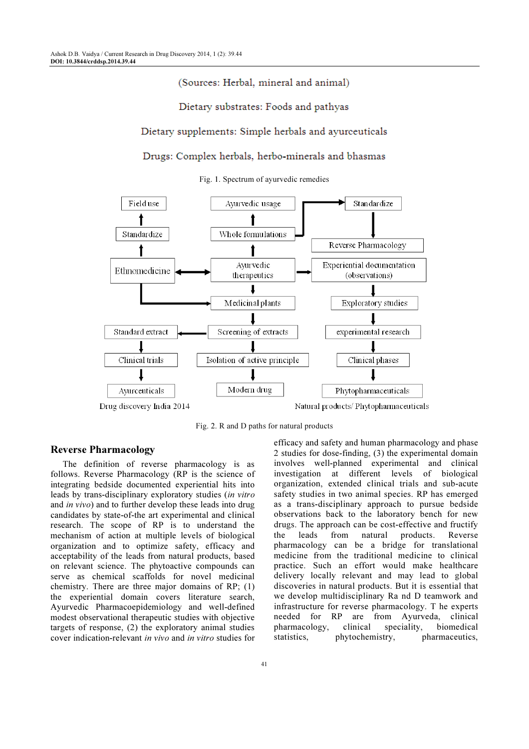(Sources: Herbal, mineral and animal)

Dietary substrates: Foods and pathyas

Dietary supplements: Simple herbals and ayurceuticals

Drugs: Complex herbals, herbo-minerals and bhasmas

Fig. 1. Spectrum of ayurvedic remedies

Field use

Standardize

Ethnomedicine

Ayurvedic usage

Whole formulations

Ayurvedic therapeutics

Medicinal plants

Standardize

Reverse Pharmacology

Experiential documentation (observations)

Exploratory studies

Standard extract

Clinical trials

Ayurceuticals

Screening of extracts

Isolation of active principle

Modern drug

experimental research

Clinical phases

Phytopharmaceuticals

Drug discovery India 2014

Natural products/ Phytopharmaceuticals

Fig. 2. R and D paths for natural products

## Reverse Pharmacology

The definition of reverse pharmacology is as follows. Reverse Pharmacology (RP is the science of integrating bedside documented experiential hits into leads by trans-disciplinary exploratory studies (*in vitro* and *in vivo*) and to further develop these leads into drug candidates by state-of-the art experimental and clinical research. The scope of RP is to understand the mechanism of action at multiple levels of biological organization and to optimize safety, efficacy and acceptability of the leads from natural products, based on relevant science. The phytoactive compounds can serve as chemical scaffolds for novel medicinal chemistry. There are three major domains of RP; (1) the experiential domain covers literature search, Ayurvedic Pharmacoepidemiology and well-defined modest observational therapeutic studies with objective targets of response, (2) the exploratory animal studies cover indication-relevant *in vivo* and *in vitro* studies for efficacy and safety and human pharmacology and phase 2 studies for dose-finding, (3) the experimental domain involves well-planned experimental and clinical investigation at different levels of biological organization, extended clinical trials and sub-acute safety studies in two animal species. RP has emerged as a trans-disciplinary approach to pursue bedside observations back to the laboratory bench for new drugs. The approach can be cost-effective and fructify the leads from natural products. Reverse pharmacology can be a bridge for translational medicine from the traditional medicine to clinical practice. Such an effort would make healthcare delivery locally relevant and may lead to global discoveries in natural products. But it is essential that we develop multidisciplinary Ra nd D teamwork and infrastructure for reverse pharmacology. T he experts needed for RP are from Ayurveda, clinical pharmacology, clinical speciality, biomedical statistics, phytochemistry, pharmaceutics,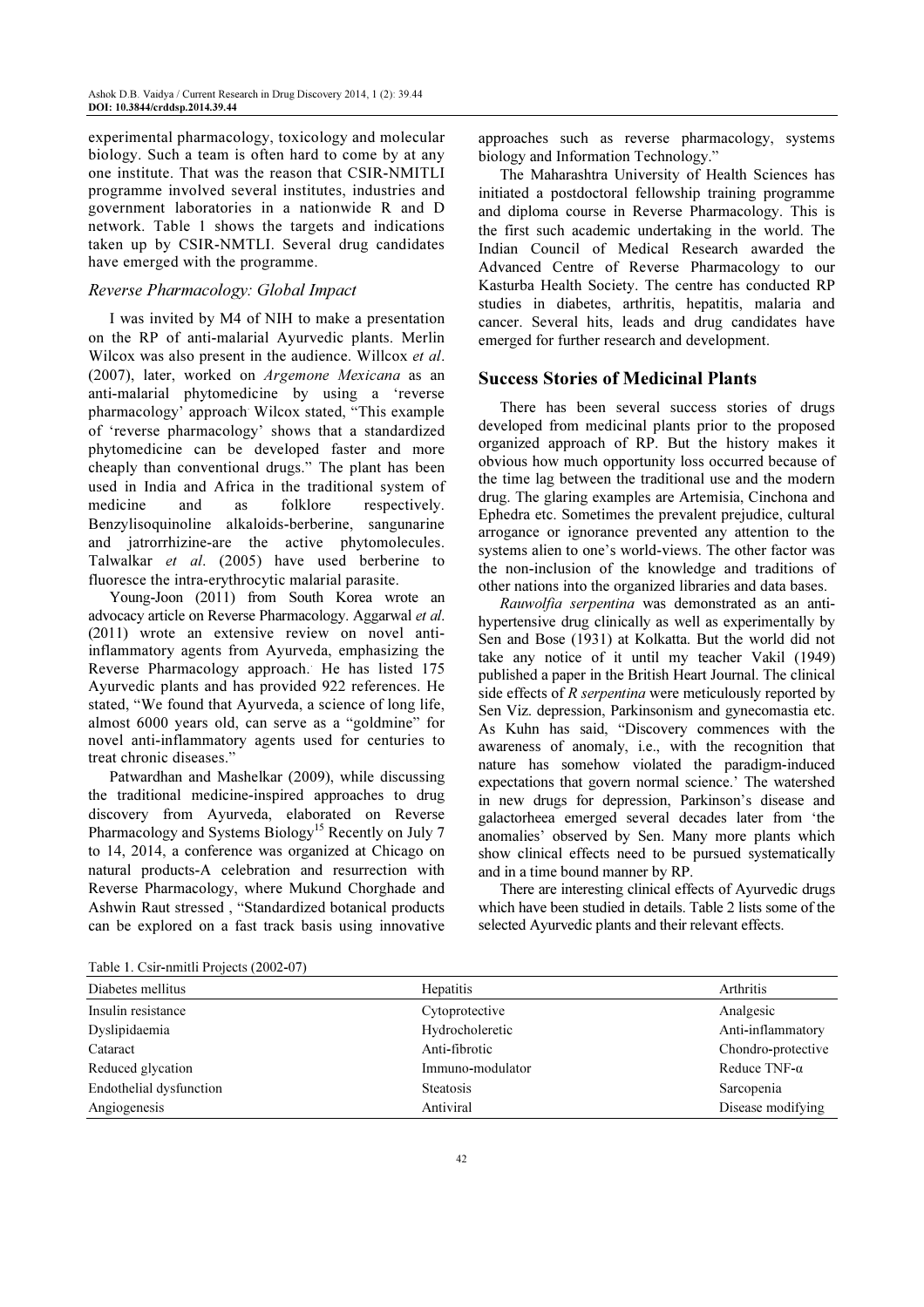experimental pharmacology, toxicology and molecular biology. Such a team is often hard to come by at any one institute. That was the reason that CSIR-NMITLI programme involved several institutes, industries and government laboratories in a nationwide R and D network. Table 1 shows the targets and indications taken up by CSIR-NMTLI. Several drug candidates have emerged with the programme.

### *Reverse Pharmacology: Global Impact*

I was invited by M4 of NIH to make a presentation on the RP of anti-malarial Ayurvedic plants. Merlin Wilcox was also present in the audience. Willcox *et al*. (2007), later, worked on *Argemone Mexicana* as an anti-malarial phytomedicine by using a 'reverse pharmacology' approach. Wilcox stated, "This example of 'reverse pharmacology' shows that a standardized phytomedicine can be developed faster and more cheaply than conventional drugs." The plant has been used in India and Africa in the traditional system of medicine and as folklore respectively. Benzylisoquinoline alkaloids-berberine, sangunarine and jatrorrhizine-are the active phytomolecules. Talwalkar *et al*. (2005) have used berberine to fluoresce the intra-erythrocytic malarial parasite.

Young-Joon (2011) from South Korea wrote an advocacy article on Reverse Pharmacology. Aggarwal *et al*. (2011) wrote an extensive review on novel anti-inflammatory agents from Ayurveda, emphasizing the Reverse Pharmacology approach. He has listed 175 Ayurvedic plants and has provided 922 references. He stated, "We found that Ayurveda, a science of long life, almost 6000 years old, can serve as a "goldmine" for novel anti-inflammatory agents used for centuries to treat chronic diseases."

Patwardhan and Mashelkar (2009), while discussing the traditional medicine-inspired approaches to drug discovery from Ayurveda, elaborated on Reverse Pharmacology and Systems Biology[15] Recently on July 7 to 14, 2014, a conference was organized at Chicago on natural products-A celebration and resurrection with Reverse Pharmacology, where Mukund Chorghade and Ashwin Raut stressed , "Standardized botanical products can be explored on a fast track basis using innovative approaches such as reverse pharmacology, systems biology and Information Technology."

The Maharashtra University of Health Sciences has initiated a postdoctoral fellowship training programme and diploma course in Reverse Pharmacology. This is the first such academic undertaking in the world. The Indian Council of Medical Research awarded the Advanced Centre of Reverse Pharmacology to our Kasturba Health Society. The centre has conducted RP studies in diabetes, arthritis, hepatitis, malaria and cancer. Several hits, leads and drug candidates have emerged for further research and development.

## Success Stories of Medicinal Plants

There has been several success stories of drugs developed from medicinal plants prior to the proposed organized approach of RP. But the history makes it obvious how much opportunity loss occurred because of the time lag between the traditional use and the modern drug. The glaring examples are Artemisia, Cinchona and Ephedra etc. Sometimes the prevalent prejudice, cultural arrogance or ignorance prevented any attention to the systems alien to one's world-views. The other factor was the non-inclusion of the knowledge and traditions of other nations into the organized libraries and data bases.

*Rauwolfia serpentina* was demonstrated as an anti-hypertensive drug clinically as well as experimentally by Sen and Bose (1931) at Kolkatta. But the world did not take any notice of it until my teacher Vakil (1949) published a paper in the British Heart Journal. The clinical side effects of *R serpentina* were meticulously reported by Sen Viz. depression, Parkinsonism and gynecomastia etc. As Kuhn has said, "Discovery commences with the awareness of anomaly, i.e., with the recognition that nature has somehow violated the paradigm-induced expectations that govern normal science.' The watershed in new drugs for depression, Parkinson's disease and galactorheea emerged several decades later from 'the anomalies' observed by Sen. Many more plants which show clinical effects need to be pursued systematically and in a time bound manner by RP.

There are interesting clinical effects of Ayurvedic drugs which have been studied in details. Table 2 lists some of the selected Ayurvedic plants and their relevant effects.

Table 1. Csir-nmitli Projects (2002-07)

| Diabetes mellitus | Hepatitis | Arthritis |
|---|---|---|
| Insulin resistance | Cytoprotective | Analgesic |
| Dyslipidaemia | Hydrocholeretic | Anti-inflammatory |
| Cataract | Anti-fibrotic | Chondro-protective |
| Reduced glycation | Immuno-modulator | Reduce TNF-α |
| Endothelial dysfunction | Steatosis | Sarcopenia |
| Angiogenesis | Antiviral | Disease modifying |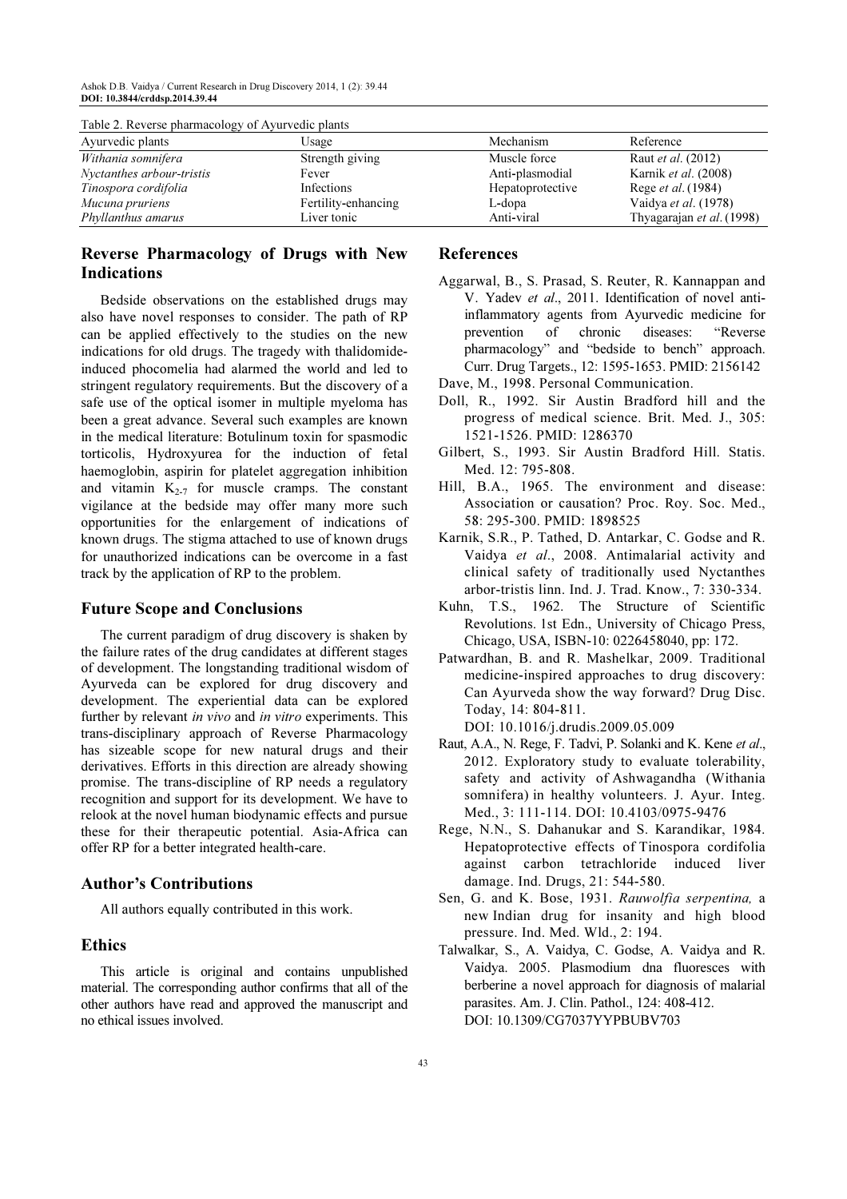Table 2. Reverse pharmacology of Ayurvedic plants

| Ayurvedic plants | Usage | Mechanism | Reference |
| --- | --- | --- | --- |
| *Withania somnifera* | Strength giving | Muscle force | Raut *et al*. (2012) |
| *Nyctanthes arbour-tristis* | Fever | Anti-plasmodial | Karnik *et al*. (2008) |
| *Tinospora cordifolia* | Infections | Hepatoprotective | Rege *et al*. (1984) |
| *Mucuna pruriens* | Fertility-enhancing | L-dopa | Vaidya *et al*. (1978) |
| *Phyllanthus amarus* | Liver tonic | Anti-viral | Thyagarajan *et al*. (1998) |

## Reverse Pharmacology of Drugs with New Indications

Bedside observations on the established drugs may also have novel responses to consider. The path of RP can be applied effectively to the studies on the new indications for old drugs. The tragedy with thalidomide-induced phocomelia had alarmed the world and led to stringent regulatory requirements. But the discovery of a safe use of the optical isomer in multiple myeloma has been a great advance. Several such examples are known in the medical literature: Botulinum toxin for spasmodic torticolis, Hydroxyurea for the induction of fetal haemoglobin, aspirin for platelet aggregation inhibition and vitamin $K_{2\text{-}7}$ for muscle cramps. The constant vigilance at the bedside may offer many more such opportunities for the enlargement of indications of known drugs. The stigma attached to use of known drugs for unauthorized indications can be overcome in a fast track by the application of RP to the problem.

## Future Scope and Conclusions

The current paradigm of drug discovery is shaken by the failure rates of the drug candidates at different stages of development. The longstanding traditional wisdom of Ayurveda can be explored for drug discovery and development. The experiential data can be explored further by relevant *in vivo* and *in vitro* experiments. This trans-disciplinary approach of Reverse Pharmacology has sizeable scope for new natural drugs and their derivatives. Efforts in this direction are already showing promise. The trans-discipline of RP needs a regulatory recognition and support for its development. We have to relook at the novel human biodynamic effects and pursue these for their therapeutic potential. Asia-Africa can offer RP for a better integrated health-care.

## Author's Contributions

All authors equally contributed in this work.

## Ethics

This article is original and contains unpublished material. The corresponding author confirms that all of the other authors have read and approved the manuscript and no ethical issues involved.

## References

Aggarwal, B., S. Prasad, S. Reuter, R. Kannappan and V. Yadev *et al*., 2011. Identification of novel anti-inflammatory agents from Ayurvedic medicine for prevention of chronic diseases: "Reverse pharmacology" and "bedside to bench" approach. Curr. Drug Targets., 12: 1595-1653. PMID: 2156142

Dave, M., 1998. Personal Communication.

Doll, R., 1992. Sir Austin Bradford hill and the progress of medical science. Brit. Med. J., 305: 1521-1526. PMID: 1286370

Gilbert, S., 1993. Sir Austin Bradford Hill. Statis. Med. 12: 795-808.

Hill, B.A., 1965. The environment and disease: Association or causation? Proc. Roy. Soc. Med., 58: 295-300. PMID: 1898525

Karnik, S.R., P. Tathed, D. Antarkar, C. Godse and R. Vaidya *et al*., 2008. Antimalarial activity and clinical safety of traditionally used Nyctanthes arbor-tristis linn. Ind. J. Trad. Know., 7: 330-334.

Kuhn, T.S., 1962. The Structure of Scientific Revolutions. 1st Edn., University of Chicago Press, Chicago, USA, ISBN-10: 0226458040, pp: 172.

Patwardhan, B. and R. Mashelkar, 2009. Traditional medicine-inspired approaches to drug discovery: Can Ayurveda show the way forward? Drug Disc. Today, 14: 804-811. DOI: 10.1016/j.drudis.2009.05.009

Raut, A.A., N. Rege, F. Tadvi, P. Solanki and K. Kene *et al*., 2012. Exploratory study to evaluate tolerability, safety and activity of Ashwagandha (Withania somnifera) in healthy volunteers. J. Ayur. Integ. Med., 3: 111-114. DOI: 10.4103/0975-9476

Rege, N.N., S. Dahanukar and S. Karandikar, 1984. Hepatoprotective effects of Tinospora cordifolia against carbon tetrachloride induced liver damage. Ind. Drugs, 21: 544-580.

Sen, G. and K. Bose, 1931. *Rauwolfia serpentina,* a new Indian drug for insanity and high blood pressure. Ind. Med. Wld., 2: 194.

Talwalkar, S., A. Vaidya, C. Godse, A. Vaidya and R. Vaidya. 2005. Plasmodium dna fluoresces with berberine a novel approach for diagnosis of malarial parasites. Am. J. Clin. Pathol., 124: 408-412. DOI: 10.1309/CG7037YYPBUBV703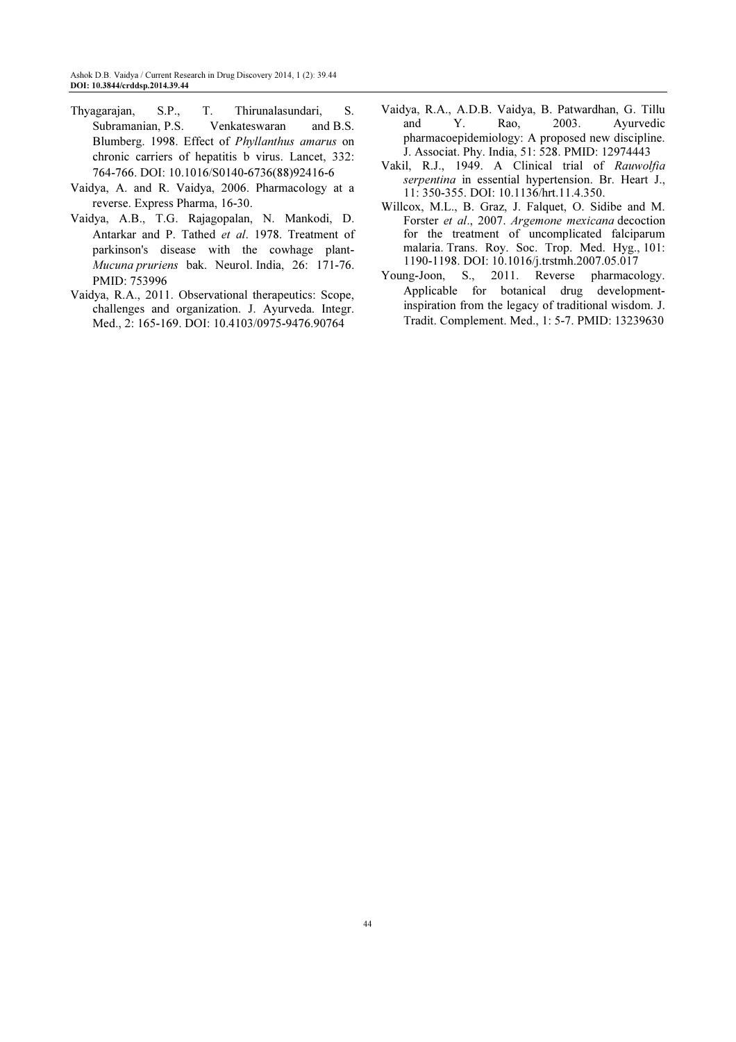Thyagarajan, S.P., T. Thirunalasundari, S. Subramanian, P.S. Venkateswaran and B.S. Blumberg. 1998. Effect of *Phyllanthus amarus* on chronic carriers of hepatitis b virus. Lancet, 332: 764-766. DOI: 10.1016/S0140-6736(88)92416-6

Vaidya, A. and R. Vaidya, 2006. Pharmacology at a reverse. Express Pharma, 16-30.

Vaidya, A.B., T.G. Rajagopalan, N. Mankodi, D. Antarkar and P. Tathed *et al*. 1978. Treatment of parkinson's disease with the cowhage plant-*Mucuna pruriens* bak. Neurol. India, 26: 171-76. PMID: 753996

Vaidya, R.A., 2011. Observational therapeutics: Scope, challenges and organization. J. Ayurveda. Integr. Med., 2: 165-169. DOI: 10.4103/0975-9476.90764

Vaidya, R.A., A.D.B. Vaidya, B. Patwardhan, G. Tillu and Y. Rao, 2003. Ayurvedic pharmacoepidemiology: A proposed new discipline. J. Associat. Phy. India, 51: 528. PMID: 12974443

Vakil, R.J., 1949. A Clinical trial of *Rauwolfia serpentina* in essential hypertension. Br. Heart J., 11: 350-355. DOI: 10.1136/hrt.11.4.350.

Willcox, M.L., B. Graz, J. Falquet, O. Sidibe and M. Forster *et al*., 2007. *Argemone mexicana* decoction for the treatment of uncomplicated falciparum malaria. Trans. Roy. Soc. Trop. Med. Hyg., 101: 1190-1198. DOI: 10.1016/j.trstmh.2007.05.017

Young-Joon, S., 2011. Reverse pharmacology. Applicable for botanical drug development-inspiration from the legacy of traditional wisdom. J. Tradit. Complement. Med., 1: 5-7. PMID: 13239630